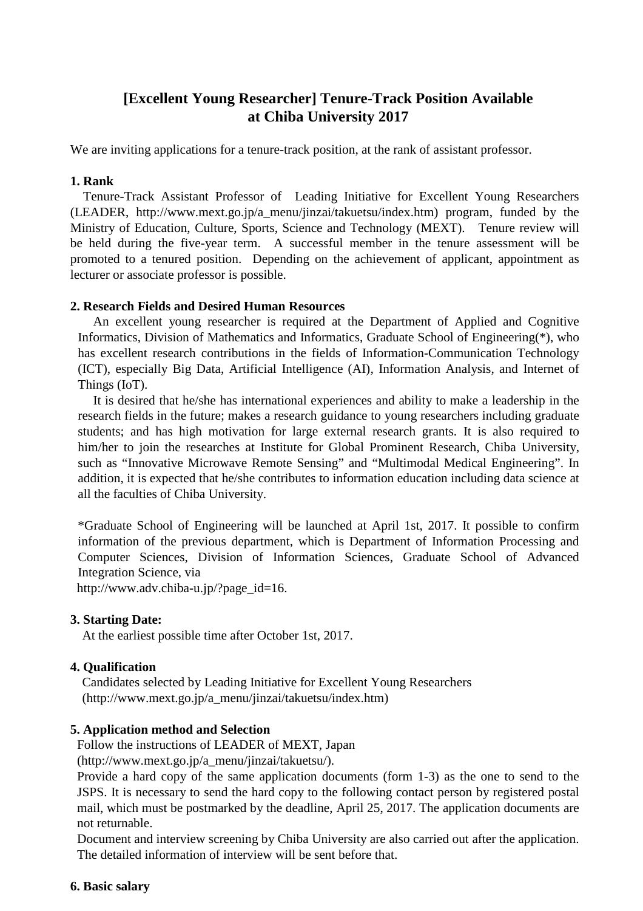# [Excellent Young Researcher] Tenure-Track Position Available at Chiba University 2017

We are inviting applications for a tenure-track position, at the rank of assistant professor.

**1. Rank**

Tenure-Track Assistant Professor of Leading Initiative for Excellent Young Researchers (LEADER, http://www.mext.go.jp/a_menu/jinzai/takuetsu/index.htm) program, funded by the Ministry of Education, Culture, Sports, Science and Technology (MEXT). Tenure review will be held during the five-year term. A successful member in the tenure assessment will be promoted to a tenured position. Depending on the achievement of applicant, appointment as lecturer or associate professor is possible.

**2. Research Fields and Desired Human Resources**

An excellent young researcher is required at the Department of Applied and Cognitive Informatics, Division of Mathematics and Informatics, Graduate School of Engineering(*), who has excellent research contributions in the fields of Information-Communication Technology (ICT), especially Big Data, Artificial Intelligence (AI), Information Analysis, and Internet of Things (IoT).

It is desired that he/she has international experiences and ability to make a leadership in the research fields in the future; makes a research guidance to young researchers including graduate students; and has high motivation for large external research grants. It is also required to him/her to join the researches at Institute for Global Prominent Research, Chiba University, such as "Innovative Microwave Remote Sensing" and "Multimodal Medical Engineering". In addition, it is expected that he/she contributes to information education including data science at all the faculties of Chiba University.

*Graduate School of Engineering will be launched at April 1st, 2017. It possible to confirm information of the previous department, which is Department of Information Processing and Computer Sciences, Division of Information Sciences, Graduate School of Advanced Integration Science, via
http://www.adv.chiba-u.jp/?page_id=16.

**3. Starting Date:**

At the earliest possible time after October 1st, 2017.

**4. Qualification**

Candidates selected by Leading Initiative for Excellent Young Researchers
(http://www.mext.go.jp/a_menu/jinzai/takuetsu/index.htm)

**5. Application method and Selection**

Follow the instructions of LEADER of MEXT, Japan
(http://www.mext.go.jp/a_menu/jinzai/takuetsu/).
Provide a hard copy of the same application documents (form 1-3) as the one to send to the JSPS. It is necessary to send the hard copy to the following contact person by registered postal mail, which must be postmarked by the deadline, April 25, 2017. The application documents are not returnable.
Document and interview screening by Chiba University are also carried out after the application. The detailed information of interview will be sent before that.

**6. Basic salary**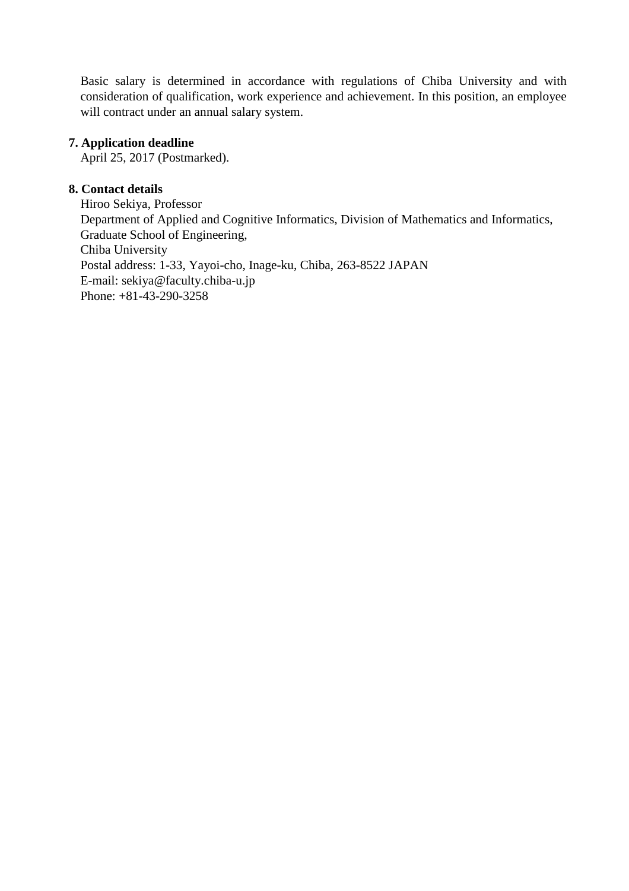Basic salary is determined in accordance with regulations of Chiba University and with consideration of qualification, work experience and achievement. In this position, an employee will contract under an annual salary system.

**7. Application deadline**

April 25, 2017 (Postmarked).

**8. Contact details**

Hiroo Sekiya, Professor
Department of Applied and Cognitive Informatics, Division of Mathematics and Informatics, Graduate School of Engineering,
Chiba University
Postal address: 1-33, Yayoi-cho, Inage-ku, Chiba, 263-8522 JAPAN
E-mail: sekiya@faculty.chiba-u.jp
Phone: +81-43-290-3258